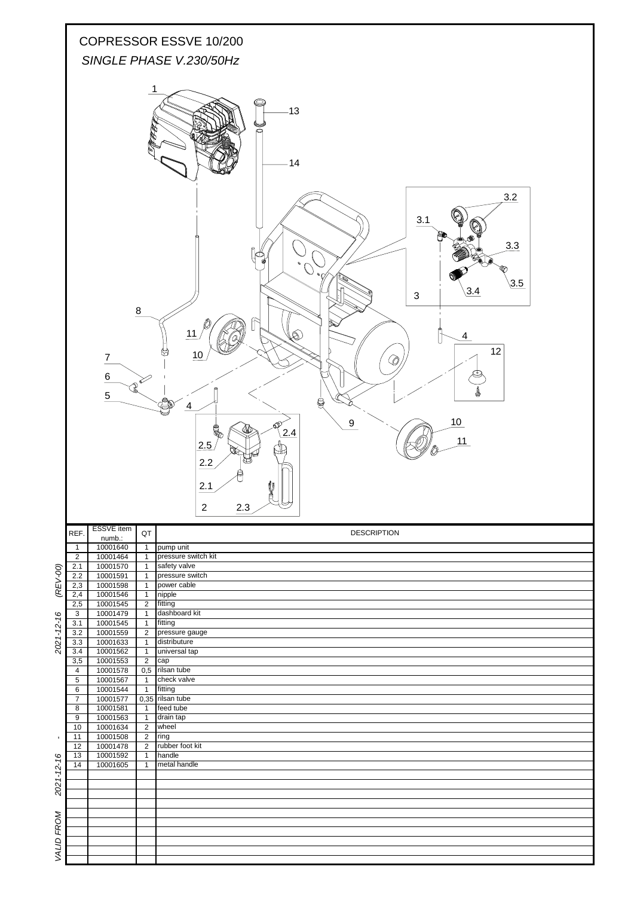# COPRESSOR ESSVE 10/200

*SINGLE PHASE V.230/50Hz*

| REF. | ESSVE item numb.: | QT | DESCRIPTION |
|---|---|---|---|
| 1 | 10001640 | 1 | pump unit |
| 2 | 10001464 | 1 | pressure switch kit |
| 2.1 | 10001570 | 1 | safety valve |
| 2.2 | 10001591 | 1 | pressure switch |
| 2,3 | 10001598 | 1 | power cable |
| 2,4 | 10001546 | 1 | nipple |
| 2,5 | 10001545 | 2 | fitting |
| 3 | 10001479 | 1 | dashboard kit |
| 3.1 | 10001545 | 1 | fitting |
| 3.2 | 10001559 | 2 | pressure gauge |
| 3.3 | 10001633 | 1 | distributure |
| 3.4 | 10001562 | 1 | universal tap |
| 3,5 | 10001553 | 2 | cap |
| 4 | 10001578 | 0,5 | rilsan tube |
| 5 | 10001567 | 1 | check valve |
| 6 | 10001544 | 1 | fitting |
| 7 | 10001577 | 0,35 | rilsan tube |
| 8 | 10001581 | 1 | feed tube |
| 9 | 10001563 | 1 | drain tap |
| 10 | 10001634 | 2 | wheel |
| 11 | 10001508 | 2 | ring |
| 12 | 10001478 | 2 | rubber foot kit |
| 13 | 10001592 | 1 | handle |
| 14 | 10001605 | 1 | metal handle |

*VALID FROM 2021-12-16 - 2021-12-16 (REV-00)*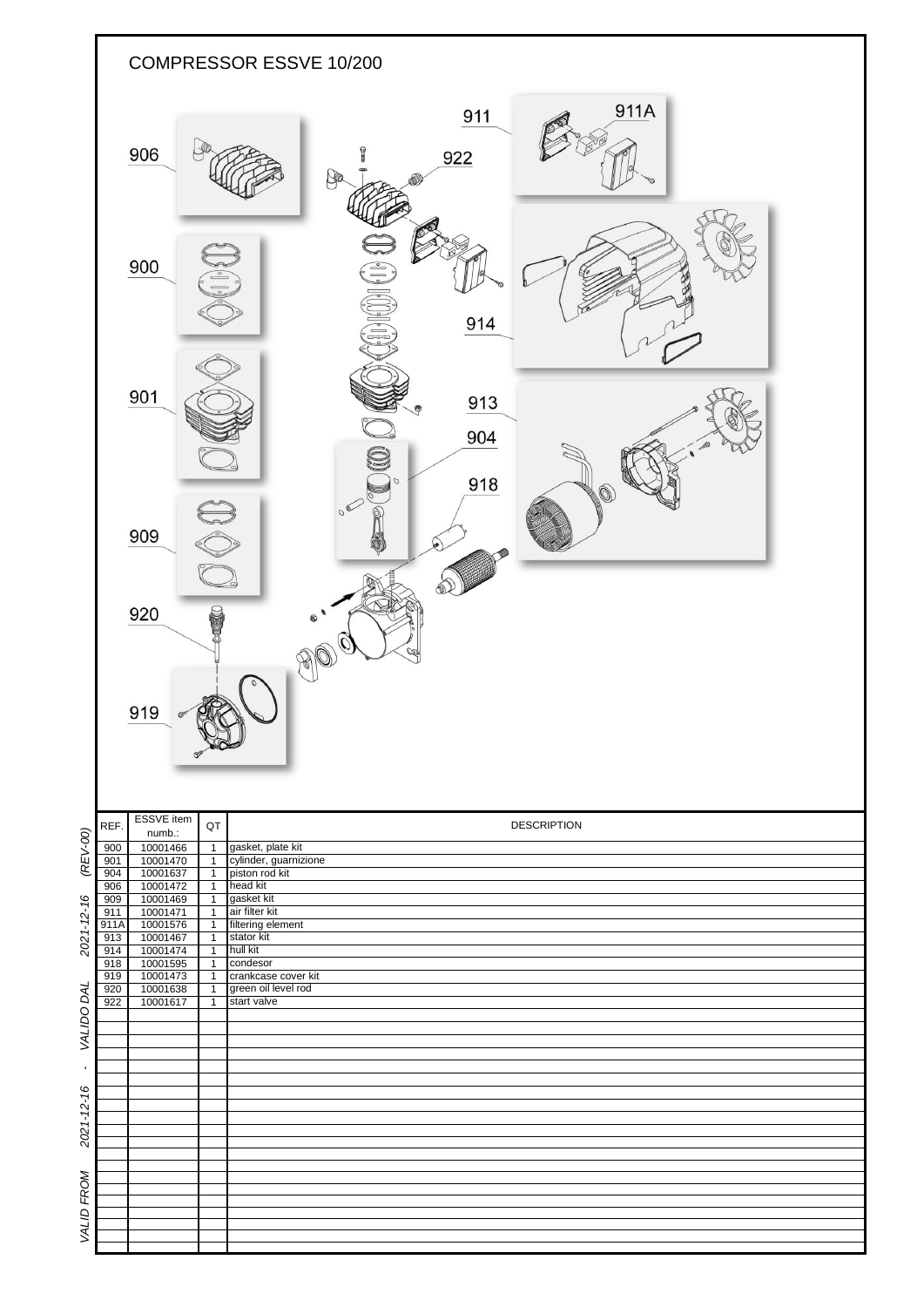# COMPRESSOR ESSVE 10/200

906

900

901

909

920

919

911

922

911A

914

913

904

918

| REF. | ESSVE item numb.: | QT | DESCRIPTION |
|---|---|---|---|
| 900 | 10001466 | 1 | gasket, plate kit |
| 901 | 10001470 | 1 | cylinder, guarnizione |
| 904 | 10001637 | 1 | piston rod kit |
| 906 | 10001472 | 1 | head kit |
| 909 | 10001469 | 1 | gasket kit |
| 911 | 10001471 | 1 | air filter kit |
| 911A | 10001576 | 1 | filtering element |
| 913 | 10001467 | 1 | stator kit |
| 914 | 10001474 | 1 | hull kit |
| 918 | 10001595 | 1 | condesor |
| 919 | 10001473 | 1 | crankcase cover kit |
| 920 | 10001638 | 1 | green oil level rod |
| 922 | 10001617 | 1 | start valve |

*VALID FROM 2021-12-16 - VALIDO DAL 2021-12-16 (REV-00)*